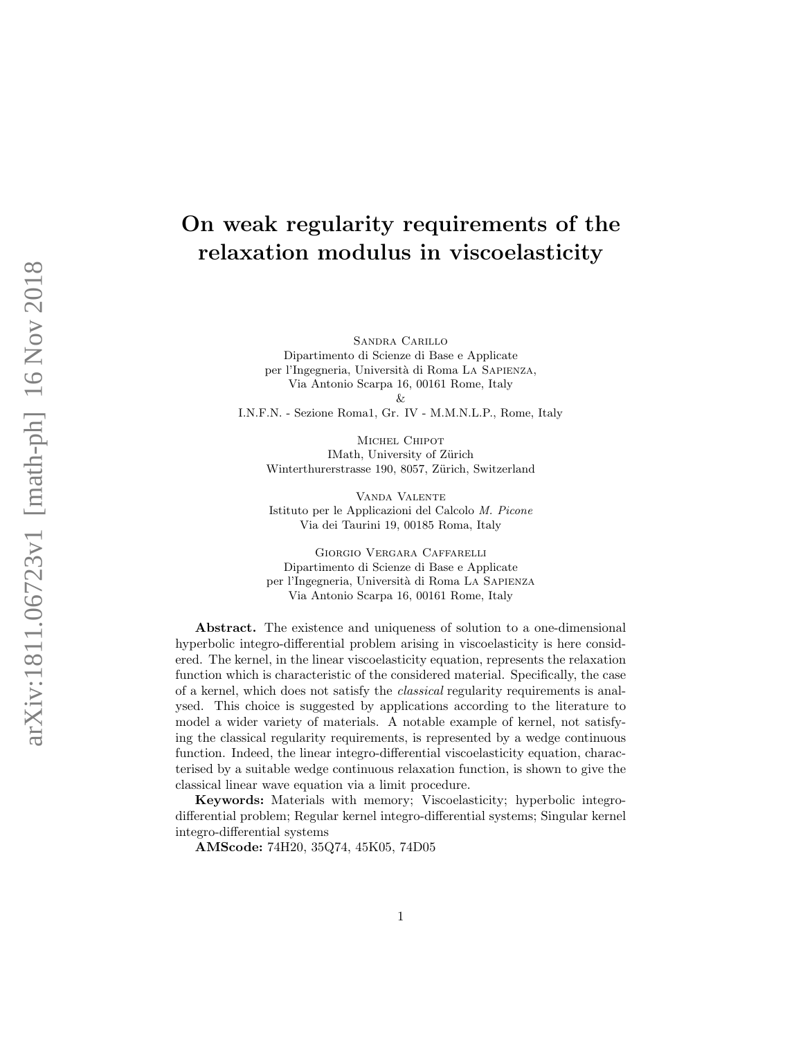# On weak regularity requirements of the relaxation modulus in viscoelasticity

Sandra Carillo
Dipartimento di Scienze di Base e Applicate
per l'Ingegneria, Università di Roma La Sapienza,
Via Antonio Scarpa 16, 00161 Rome, Italy
&
I.N.F.N. - Sezione Roma1, Gr. IV - M.M.N.L.P., Rome, Italy

Michel Chipot
IMath, University of Zürich
Winterthurerstrasse 190, 8057, Zürich, Switzerland

Vanda Valente
Istituto per le Applicazioni del Calcolo *M. Picone*
Via dei Taurini 19, 00185 Roma, Italy

Giorgio Vergara Caffarelli
Dipartimento di Scienze di Base e Applicate
per l'Ingegneria, Università di Roma La Sapienza
Via Antonio Scarpa 16, 00161 Rome, Italy

**Abstract.** The existence and uniqueness of solution to a one-dimensional hyperbolic integro-differential problem arising in viscoelasticity is here considered. The kernel, in the linear viscoelasticity equation, represents the relaxation function which is characteristic of the considered material. Specifically, the case of a kernel, which does not satisfy the *classical* regularity requirements is analysed. This choice is suggested by applications according to the literature to model a wider variety of materials. A notable example of kernel, not satisfying the classical regularity requirements, is represented by a wedge continuous function. Indeed, the linear integro-differential viscoelasticity equation, characterised by a suitable wedge continuous relaxation function, is shown to give the classical linear wave equation via a limit procedure.

**Keywords:** Materials with memory; Viscoelasticity; hyperbolic integro-differential problem; Regular kernel integro-differential systems; Singular kernel integro-differential systems

**AMScode:** 74H20, 35Q74, 45K05, 74D05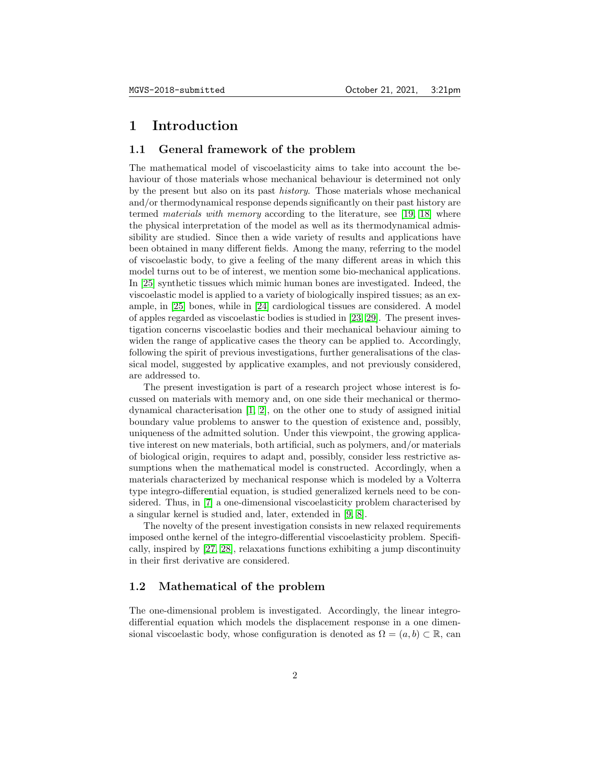# 1 Introduction

## 1.1 General framework of the problem

The mathematical model of viscoelasticity aims to take into account the behaviour of those materials whose mechanical behaviour is determined not only by the present but also on its past *history*. Those materials whose mechanical and/or thermodynamical response depends significantly on their past history are termed *materials with memory* according to the literature, see [19, 18] where the physical interpretation of the model as well as its thermodynamical admissibility are studied. Since then a wide variety of results and applications have been obtained in many different fields. Among the many, referring to the model of viscoelastic body, to give a feeling of the many different areas in which this model turns out to be of interest, we mention some bio-mechanical applications. In [25] synthetic tissues which mimic human bones are investigated. Indeed, the viscoelastic model is applied to a variety of biologically inspired tissues; as an example, in [25] bones, while in [24] cardiological tissues are considered. A model of apples regarded as viscoelastic bodies is studied in [23, 29]. The present investigation concerns viscoelastic bodies and their mechanical behaviour aiming to widen the range of applicative cases the theory can be applied to. Accordingly, following the spirit of previous investigations, further generalisations of the classical model, suggested by applicative examples, and not previously considered, are addressed to.

The present investigation is part of a research project whose interest is focussed on materials with memory and, on one side their mechanical or thermodynamical characterisation [1, 2], on the other one to study of assigned initial boundary value problems to answer to the question of existence and, possibly, uniqueness of the admitted solution. Under this viewpoint, the growing applicative interest on new materials, both artificial, such as polymers, and/or materials of biological origin, requires to adapt and, possibly, consider less restrictive assumptions when the mathematical model is constructed. Accordingly, when a materials characterized by mechanical response which is modeled by a Volterra type integro-differential equation, is studied generalized kernels need to be considered. Thus, in [7] a one-dimensional viscoelasticity problem characterised by a singular kernel is studied and, later, extended in [9, 8].

The novelty of the present investigation consists in new relaxed requirements imposed onthe kernel of the integro-differential viscoelasticity problem. Specifically, inspired by [27, 28], relaxations functions exhibiting a jump discontinuity in their first derivative are considered.

## 1.2 Mathematical of the problem

The one-dimensional problem is investigated. Accordingly, the linear integro-differential equation which models the displacement response in a one dimensional viscoelastic body, whose configuration is denoted as $\Omega = (a, b) \subset \mathbb{R}$, can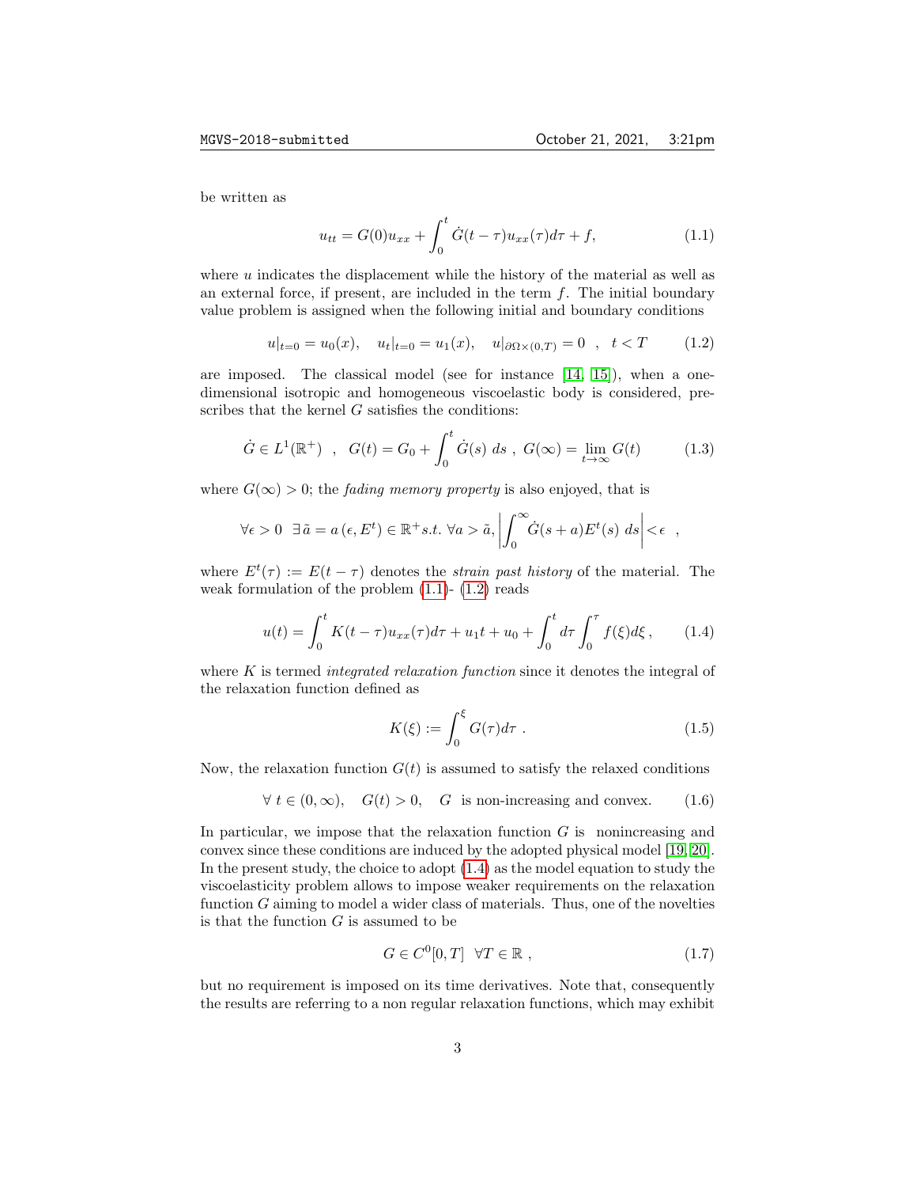be written as

$$u_{tt} = G(0)u_{xx} + \int_0^t \dot{G}(t-\tau)u_{xx}(\tau)d\tau + f, \tag{1.1}$$

where $u$ indicates the displacement while the history of the material as well as an external force, if present, are included in the term $f$. The initial boundary value problem is assigned when the following initial and boundary conditions

$$u|_{t=0} = u_0(x), \quad u_t|_{t=0} = u_1(x), \quad u|_{\partial\Omega\times(0,T)} = 0 \quad , \quad t < T \tag{1.2}$$

are imposed. The classical model (see for instance [14, 15]), when a one-dimensional isotropic and homogeneous viscoelastic body is considered, prescribes that the kernel $G$ satisfies the conditions:

$$\dot{G} \in L^1(\mathbb{R}^+) \quad , \quad G(t) = G_0 + \int_0^t \dot{G}(s)\ ds \ , \ G(\infty) = \lim_{t\to\infty} G(t) \tag{1.3}$$

where $G(\infty) > 0$; the *fading memory property* is also enjoyed, that is

$$\forall \epsilon > 0 \ \ \exists \tilde{a} = a(\epsilon, E^t) \in \mathbb{R}^+ s.t.\ \forall a > \tilde{a}, \left| \int_0^\infty \dot{G}(s+a)E^t(s)\ ds \right| < \epsilon \ \ ,$$

where $E^t(\tau) := E(t-\tau)$ denotes the *strain past history* of the material. The weak formulation of the problem (1.1)- (1.2) reads

$$u(t) = \int_0^t K(t-\tau)u_{xx}(\tau)d\tau + u_1 t + u_0 + \int_0^t d\tau \int_0^\tau f(\xi)d\xi \,, \tag{1.4}$$

where $K$ is termed *integrated relaxation function* since it denotes the integral of the relaxation function defined as

$$K(\xi) := \int_0^\xi G(\tau)d\tau \ . \tag{1.5}$$

Now, the relaxation function $G(t)$ is assumed to satisfy the relaxed conditions

$$\forall\ t \in (0,\infty), \quad G(t) > 0, \quad G \ \text{ is non-increasing and convex.} \tag{1.6}$$

In particular, we impose that the relaxation function $G$ is nonincreasing and convex since these conditions are induced by the adopted physical model [19, 20]. In the present study, the choice to adopt (1.4) as the model equation to study the viscoelasticity problem allows to impose weaker requirements on the relaxation function $G$ aiming to model a wider class of materials. Thus, one of the novelties is that the function $G$ is assumed to be

$$G \in C^0[0,T] \ \ \forall T \in \mathbb{R} \ , \tag{1.7}$$

but no requirement is imposed on its time derivatives. Note that, consequently the results are referring to a non regular relaxation functions, which may exhibit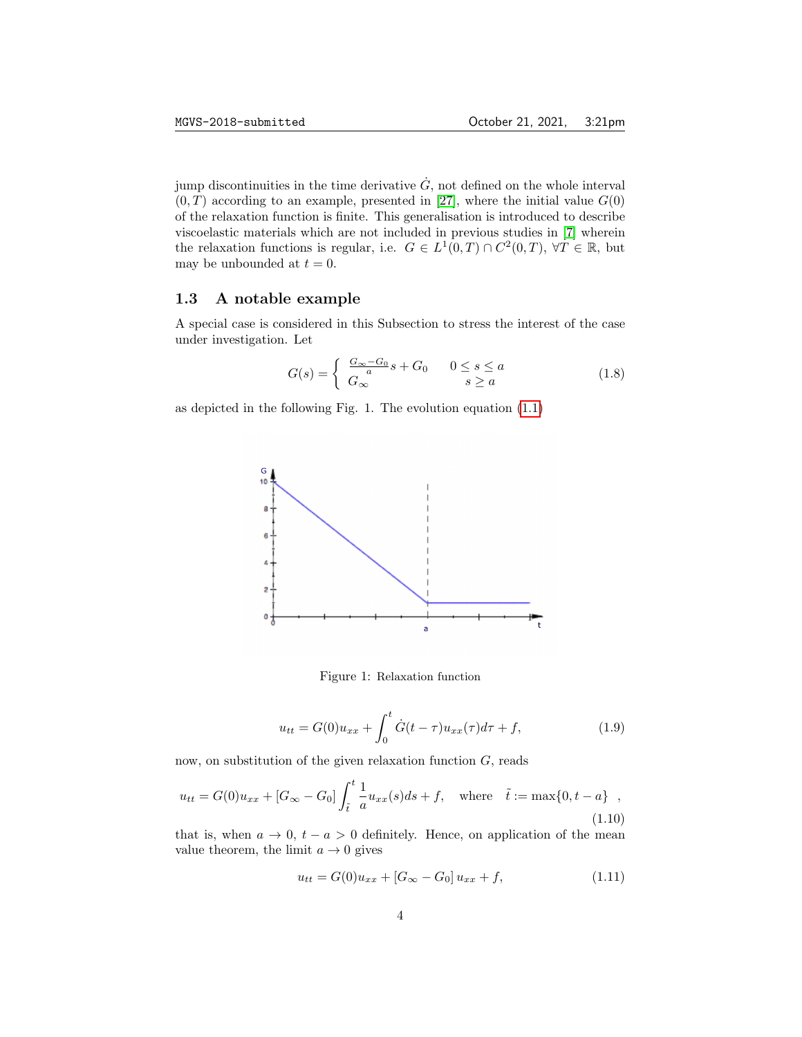jump discontinuities in the time derivative $\dot{G}$, not defined on the whole interval $(0,T)$ according to an example, presented in [27], where the initial value $G(0)$ of the relaxation function is finite. This generalisation is introduced to describe viscoelastic materials which are not included in previous studies in [7] wherein the relaxation functions is regular, i.e. $G \in L^1(0,T) \cap C^2(0,T)$, $\forall T \in \mathbb{R}$, but may be unbounded at $t = 0$.

### 1.3 A notable example

A special case is considered in this Subsection to stress the interest of the case under investigation. Let

$$G(s) = \begin{cases} \frac{G_\infty - G_0}{a} s + G_0 & 0 \leq s \leq a \\ G_\infty & s \geq a \end{cases} \tag{1.8}$$

as depicted in the following Fig. 1. The evolution equation (1.1)

Figure 1: Relaxation function

$$u_{tt} = G(0) u_{xx} + \int_0^t \dot{G}(t-\tau) u_{xx}(\tau) d\tau + f, \tag{1.9}$$

now, on substitution of the given relaxation function $G$, reads

$$u_{tt} = G(0) u_{xx} + [G_\infty - G_0] \int_{\tilde{t}}^t \frac{1}{a} u_{xx}(s) ds + f, \quad \text{where} \quad \tilde{t} := \max\{0, t-a\} \quad , \tag{1.10}$$

that is, when $a \to 0$, $t - a > 0$ definitely. Hence, on application of the mean value theorem, the limit $a \to 0$ gives

$$u_{tt} = G(0) u_{xx} + [G_\infty - G_0] u_{xx} + f, \tag{1.11}$$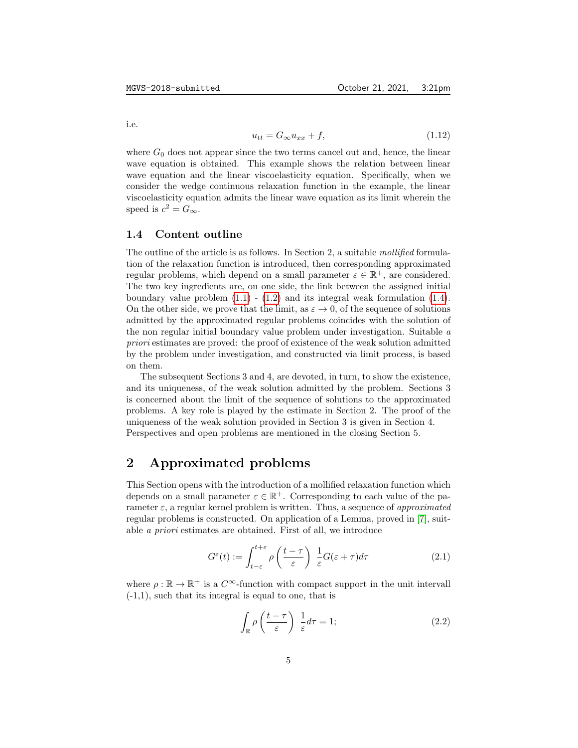i.e.

$$u_{tt} = G_\infty u_{xx} + f, \tag{1.12}$$

where $G_0$ does not appear since the two terms cancel out and, hence, the linear wave equation is obtained. This example shows the relation between linear wave equation and the linear viscoelasticity equation. Specifically, when we consider the wedge continuous relaxation function in the example, the linear viscoelasticity equation admits the linear wave equation as its limit wherein the speed is $c^2 = G_\infty$.

### 1.4 Content outline

The outline of the article is as follows. In Section 2, a suitable *mollified* formulation of the relaxation function is introduced, then corresponding approximated regular problems, which depend on a small parameter $\varepsilon \in \mathbb{R}^+$, are considered. The two key ingredients are, on one side, the link between the assigned initial boundary value problem (1.1) - (1.2) and its integral weak formulation (1.4). On the other side, we prove that the limit, as $\varepsilon \to 0$, of the sequence of solutions admitted by the approximated regular problems coincides with the solution of the non regular initial boundary value problem under investigation. Suitable *a priori* estimates are proved: the proof of existence of the weak solution admitted by the problem under investigation, and constructed via limit process, is based on them.

The subsequent Sections 3 and 4, are devoted, in turn, to show the existence, and its uniqueness, of the weak solution admitted by the problem. Sections 3 is concerned about the limit of the sequence of solutions to the approximated problems. A key role is played by the estimate in Section 2. The proof of the uniqueness of the weak solution provided in Section 3 is given in Section 4. Perspectives and open problems are mentioned in the closing Section 5.

## 2 Approximated problems

This Section opens with the introduction of a mollified relaxation function which depends on a small parameter $\varepsilon \in \mathbb{R}^+$. Corresponding to each value of the parameter $\varepsilon$, a regular kernel problem is written. Thus, a sequence of *approximated* regular problems is constructed. On application of a Lemma, proved in [7], suitable *a priori* estimates are obtained. First of all, we introduce

$$G^\varepsilon(t) := \int_{t-\varepsilon}^{t+\varepsilon} \rho\left(\frac{t-\tau}{\varepsilon}\right) \frac{1}{\varepsilon} G(\varepsilon + \tau) d\tau \tag{2.1}$$

where $\rho : \mathbb{R} \to \mathbb{R}^+$ is a $C^\infty$-function with compact support in the unit intervall (-1,1), such that its integral is equal to one, that is

$$\int_{\mathbb{R}} \rho\left(\frac{t-\tau}{\varepsilon}\right) \frac{1}{\varepsilon} d\tau = 1; \tag{2.2}$$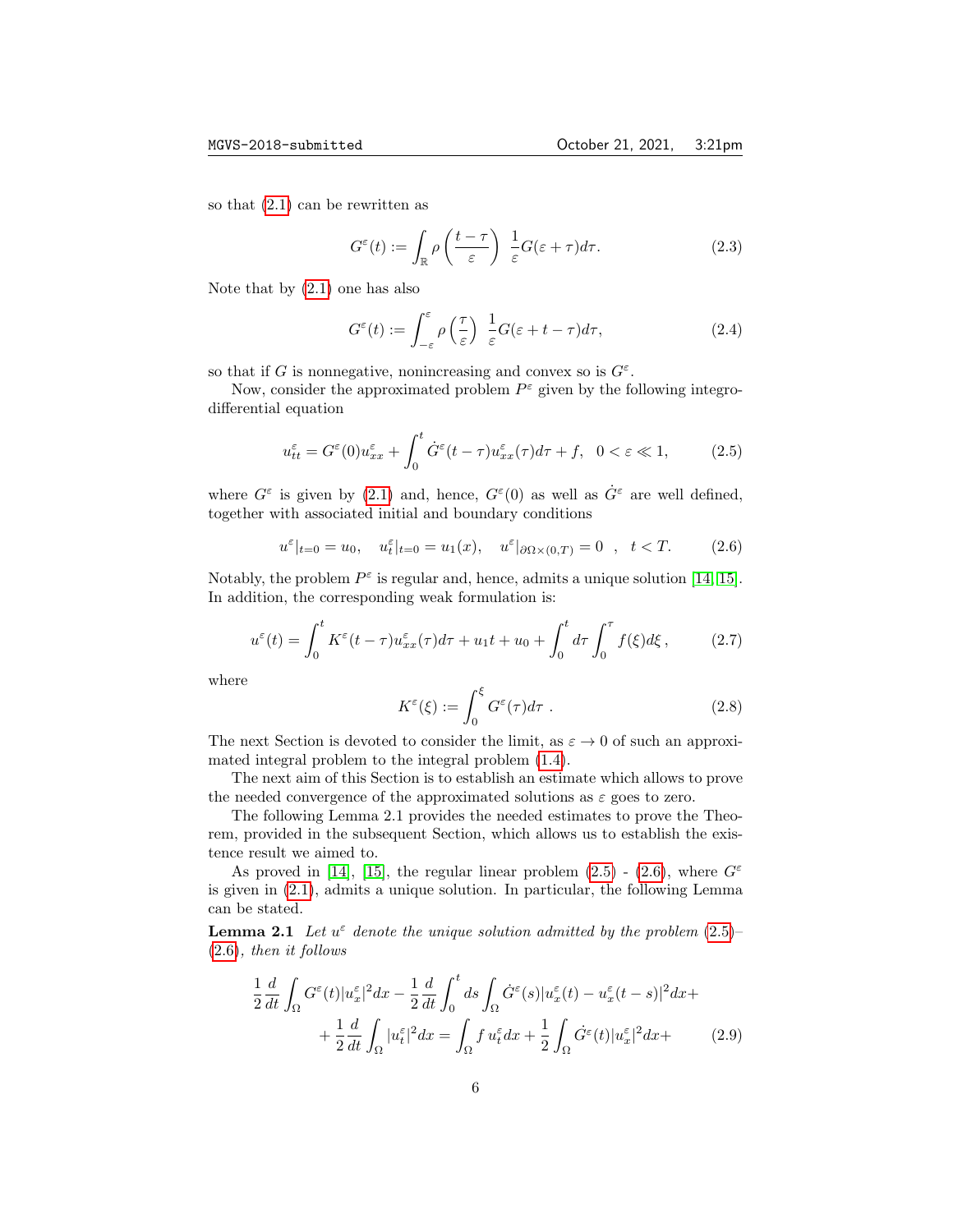so that (2.1) can be rewritten as

$$G^\varepsilon(t) := \int_{\mathbb{R}} \rho\left(\frac{t-\tau}{\varepsilon}\right)\ \frac{1}{\varepsilon} G(\varepsilon+\tau)d\tau. \tag{2.3}$$

Note that by (2.1) one has also

$$G^\varepsilon(t) := \int_{-\varepsilon}^{\varepsilon} \rho\left(\frac{\tau}{\varepsilon}\right)\ \frac{1}{\varepsilon} G(\varepsilon+t-\tau)d\tau, \tag{2.4}$$

so that if $G$ is nonnegative, nonincreasing and convex so is $G^\varepsilon$.

Now, consider the approximated problem $P^\varepsilon$ given by the following integro-differential equation

$$u^\varepsilon_{tt} = G^\varepsilon(0)u^\varepsilon_{xx} + \int_0^t \dot{G}^\varepsilon(t-\tau)u^\varepsilon_{xx}(\tau)d\tau + f, \quad 0<\varepsilon\ll 1, \tag{2.5}$$

where $G^\varepsilon$ is given by (2.1) and, hence, $G^\varepsilon(0)$ as well as $\dot{G}^\varepsilon$ are well defined, together with associated initial and boundary conditions

$$u^\varepsilon|_{t=0} = u_0, \quad u^\varepsilon_t|_{t=0} = u_1(x), \quad u^\varepsilon|_{\partial\Omega\times(0,T)} = 0 \ \ , \ \ t<T. \tag{2.6}$$

Notably, the problem $P^\varepsilon$ is regular and, hence, admits a unique solution [14, 15]. In addition, the corresponding weak formulation is:

$$u^\varepsilon(t) = \int_0^t K^\varepsilon(t-\tau)u^\varepsilon_{xx}(\tau)d\tau + u_1 t + u_0 + \int_0^t d\tau \int_0^\tau f(\xi)d\xi\,, \tag{2.7}$$

where

$$K^\varepsilon(\xi) := \int_0^\xi G^\varepsilon(\tau)d\tau\ . \tag{2.8}$$

The next Section is devoted to consider the limit, as $\varepsilon \to 0$ of such an approximated integral problem to the integral problem (1.4).

The next aim of this Section is to establish an estimate which allows to prove the needed convergence of the approximated solutions as $\varepsilon$ goes to zero.

The following Lemma 2.1 provides the needed estimates to prove the Theorem, provided in the subsequent Section, which allows us to establish the existence result we aimed to.

As proved in [14], [15], the regular linear problem (2.5) - (2.6), where $G^\varepsilon$ is given in (2.1), admits a unique solution. In particular, the following Lemma can be stated.

**Lemma 2.1** *Let $u^\varepsilon$ denote the unique solution admitted by the problem (2.5)–(2.6), then it follows*

$$\begin{aligned}\frac{1}{2}\frac{d}{dt}\int_\Omega G^\varepsilon(t)|u^\varepsilon_x|^2dx - \frac{1}{2}\frac{d}{dt}\int_0^t ds\int_\Omega \dot{G}^\varepsilon(s)|u^\varepsilon_x(t)-u^\varepsilon_x(t-s)|^2dx + \\ +\frac{1}{2}\frac{d}{dt}\int_\Omega |u^\varepsilon_t|^2dx = \int_\Omega f\, u^\varepsilon_t dx + \frac{1}{2}\int_\Omega \dot{G}^\varepsilon(t)|u^\varepsilon_x|^2dx +\end{aligned} \tag{2.9}$$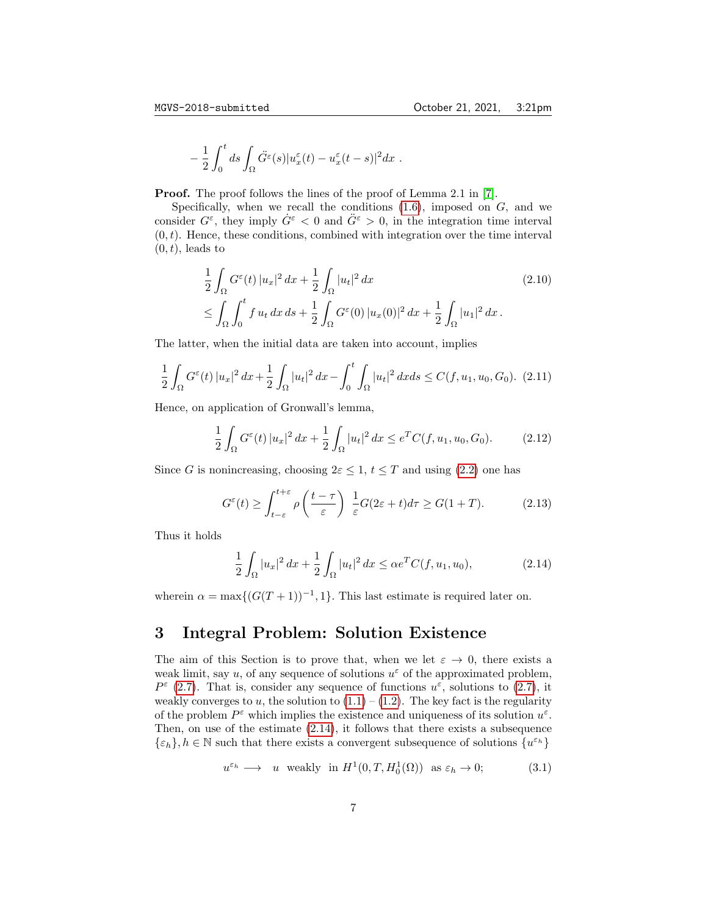$$
-\frac{1}{2}\int_0^t ds \int_\Omega \ddot{G}^\varepsilon(s)|u_x^\varepsilon(t) - u_x^\varepsilon(t-s)|^2 dx \ .
$$

**Proof.** The proof follows the lines of the proof of Lemma 2.1 in [7].

Specifically, when we recall the conditions (1.6), imposed on $G$, and we consider $G^\varepsilon$, they imply $\dot{G}^\varepsilon < 0$ and $\ddot{G}^\varepsilon > 0$, in the integration time interval $(0, t)$. Hence, these conditions, combined with integration over the time interval $(0, t)$, leads to

$$
\begin{aligned}
&\frac{1}{2}\int_\Omega G^\varepsilon(t)\,|u_x|^2\,dx + \frac{1}{2}\int_\Omega |u_t|^2\,dx \\
&\leq \int_\Omega \int_0^t f\,u_t\,dx\,ds + \frac{1}{2}\int_\Omega G^\varepsilon(0)\,|u_x(0)|^2\,dx + \frac{1}{2}\int_\Omega |u_1|^2\,dx\,.
\end{aligned}
\tag{2.10}
$$

The latter, when the initial data are taken into account, implies

$$
\frac{1}{2}\int_\Omega G^\varepsilon(t)\,|u_x|^2\,dx + \frac{1}{2}\int_\Omega |u_t|^2\,dx - \int_0^t \int_\Omega |u_t|^2\,dxds \leq C(f, u_1, u_0, G_0). \tag{2.11}
$$

Hence, on application of Gronwall's lemma,

$$
\frac{1}{2}\int_\Omega G^\varepsilon(t)\,|u_x|^2\,dx + \frac{1}{2}\int_\Omega |u_t|^2\,dx \leq e^T C(f, u_1, u_0, G_0). \tag{2.12}
$$

Since $G$ is nonincreasing, choosing $2\varepsilon \leq 1$, $t \leq T$ and using (2.2) one has

$$
G^\varepsilon(t) \geq \int_{t-\varepsilon}^{t+\varepsilon} \rho\left(\frac{t-\tau}{\varepsilon}\right)\ \frac{1}{\varepsilon}G(2\varepsilon + t)d\tau \geq G(1+T). \tag{2.13}
$$

Thus it holds

$$
\frac{1}{2}\int_\Omega |u_x|^2\,dx + \frac{1}{2}\int_\Omega |u_t|^2\,dx \leq \alpha e^T C(f, u_1, u_0), \tag{2.14}
$$

wherein $\alpha = \max\{(G(T+1))^{-1}, 1\}$. This last estimate is required later on.

## 3 Integral Problem: Solution Existence

The aim of this Section is to prove that, when we let $\varepsilon \to 0$, there exists a weak limit, say $u$, of any sequence of solutions $u^\varepsilon$ of the approximated problem, $P^\varepsilon$ (2.7). That is, consider any sequence of functions $u^\varepsilon$, solutions to (2.7), it weakly converges to $u$, the solution to (1.1) – (1.2). The key fact is the regularity of the problem $P^\varepsilon$ which implies the existence and uniqueness of its solution $u^\varepsilon$. Then, on use of the estimate (2.14), it follows that there exists a subsequence $\{\varepsilon_h\}, h \in \mathbb{N}$ such that there exists a convergent subsequence of solutions $\{u^{\varepsilon_h}\}$

$$
u^{\varepsilon_h} \longrightarrow \ u \ \text{ weakly } \ \text{in } H^1(0, T, H_0^1(\Omega)) \ \text{ as } \varepsilon_h \to 0; \tag{3.1}
$$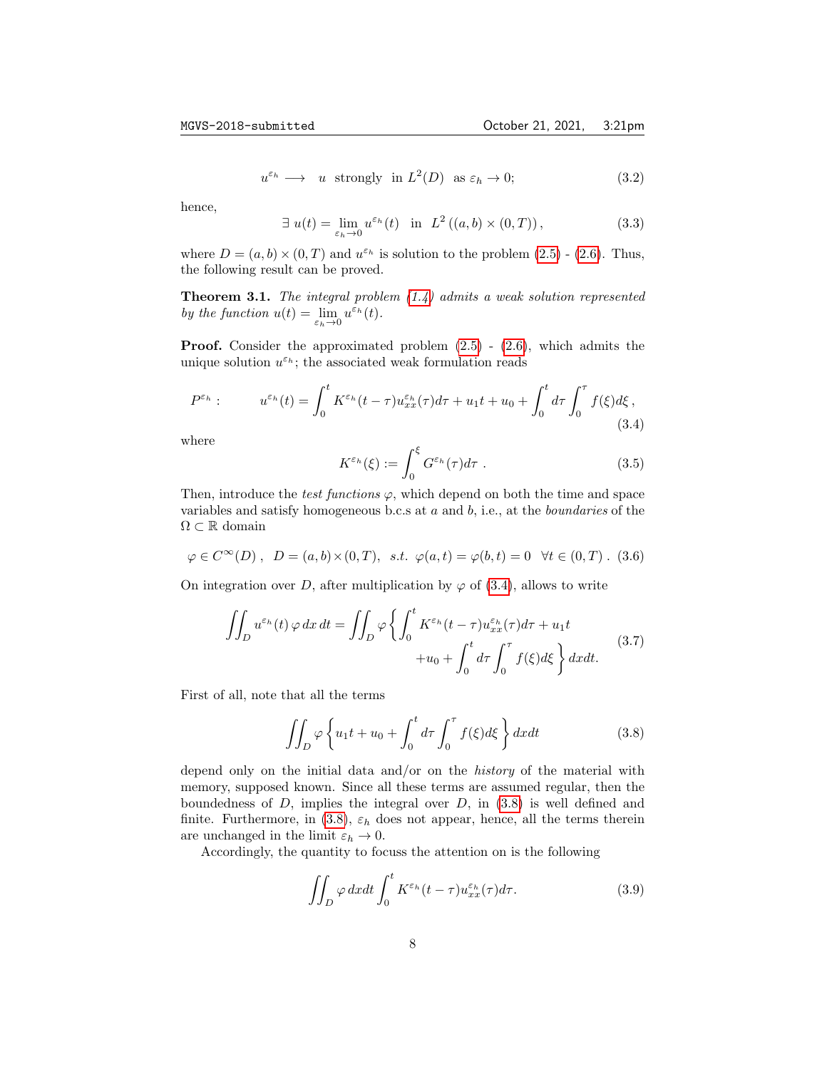$$u^{\varepsilon_h} \longrightarrow \quad u \;\text{ strongly }\; \text{in } L^2(D) \;\; \text{as } \varepsilon_h \to 0; \tag{3.2}$$

hence,

$$\exists \; u(t) = \lim_{\varepsilon_h \to 0} u^{\varepsilon_h}(t) \quad \text{in} \;\; L^2\left((a,b) \times (0,T)\right), \tag{3.3}$$

where $D = (a,b) \times (0,T)$ and $u^{\varepsilon_h}$ is solution to the problem (2.5) - (2.6). Thus, the following result can be proved.

**Theorem 3.1.** *The integral problem (1.4) admits a weak solution represented by the function* $u(t) = \lim_{\varepsilon_h \to 0} u^{\varepsilon_h}(t)$.

**Proof.** Consider the approximated problem (2.5) - (2.6), which admits the unique solution $u^{\varepsilon_h}$; the associated weak formulation reads

$$P^{\varepsilon_h}: \qquad u^{\varepsilon_h}(t) = \int_0^t K^{\varepsilon_h}(t-\tau) u^{\varepsilon_h}_{xx}(\tau) d\tau + u_1 t + u_0 + \int_0^t d\tau \int_0^\tau f(\xi) d\xi \,, \tag{3.4}$$

where

$$K^{\varepsilon_h}(\xi) := \int_0^\xi G^{\varepsilon_h}(\tau) d\tau \;. \tag{3.5}$$

Then, introduce the *test functions* $\varphi$, which depend on both the time and space variables and satisfy homogeneous b.c.s at $a$ and $b$, i.e., at the *boundaries* of the $\Omega \subset \mathbb{R}$ domain

$$\varphi \in C^\infty(D) \,, \;\; D = (a,b) \times (0,T), \;\; s.t. \;\; \varphi(a,t) = \varphi(b,t) = 0 \;\; \forall t \in (0,T) \;. \tag{3.6}$$

On integration over $D$, after multiplication by $\varphi$ of (3.4), allows to write

$$\iint_D u^{\varepsilon_h}(t) \, \varphi \, dx \, dt = \iint_D \varphi \left\{ \int_0^t K^{\varepsilon_h}(t-\tau) u^{\varepsilon_h}_{xx}(\tau) d\tau + u_1 t + u_0 + \int_0^t d\tau \int_0^\tau f(\xi) d\xi \right\} dx dt. \tag{3.7}$$

First of all, note that all the terms

$$\iint_D \varphi \left\{ u_1 t + u_0 + \int_0^t d\tau \int_0^\tau f(\xi) d\xi \right\} dx dt \tag{3.8}$$

depend only on the initial data and/or on the *history* of the material with memory, supposed known. Since all these terms are assumed regular, then the boundedness of $D$, implies the integral over $D$, in (3.8) is well defined and finite. Furthermore, in (3.8), $\varepsilon_h$ does not appear, hence, all the terms therein are unchanged in the limit $\varepsilon_h \to 0$.

Accordingly, the quantity to focuss the attention on is the following

$$\iint_D \varphi \, dx dt \int_0^t K^{\varepsilon_h}(t-\tau) u^{\varepsilon_h}_{xx}(\tau) d\tau. \tag{3.9}$$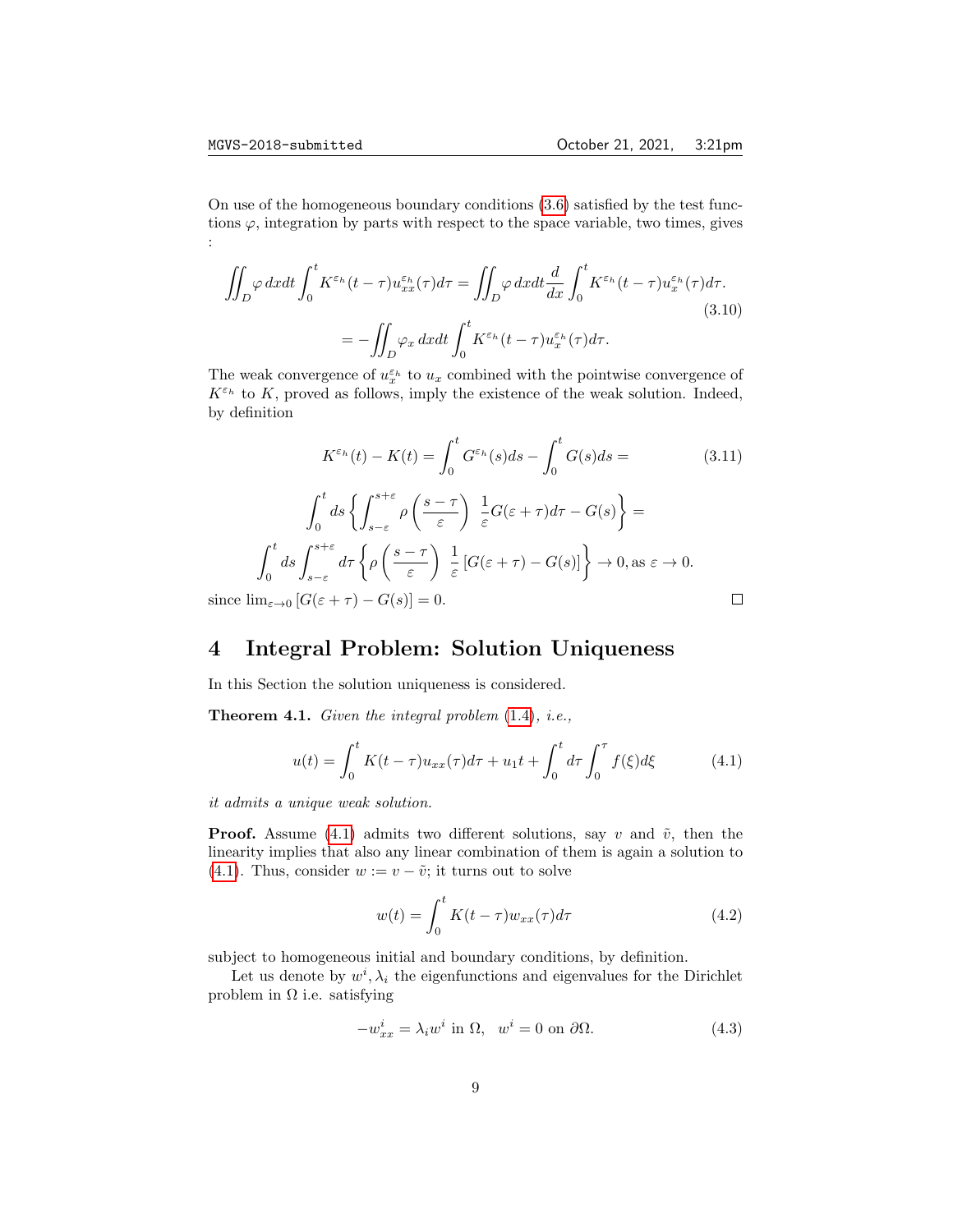On use of the homogeneous boundary conditions (3.6) satisfied by the test functions $\varphi$, integration by parts with respect to the space variable, two times, gives :

$$\iint_D \varphi \, dxdt \int_0^t K^{\varepsilon_h}(t-\tau) u_{xx}^{\varepsilon_h}(\tau) d\tau = \iint_D \varphi \, dxdt \frac{d}{dx} \int_0^t K^{\varepsilon_h}(t-\tau) u_x^{\varepsilon_h}(\tau) d\tau. \tag{3.10}$$

$$= -\iint_D \varphi_x \, dxdt \int_0^t K^{\varepsilon_h}(t-\tau) u_x^{\varepsilon_h}(\tau) d\tau.$$

The weak convergence of $u_x^{\varepsilon_h}$ to $u_x$ combined with the pointwise convergence of $K^{\varepsilon_h}$ to $K$, proved as follows, imply the existence of the weak solution. Indeed, by definition

$$K^{\varepsilon_h}(t) - K(t) = \int_0^t G^{\varepsilon_h}(s) ds - \int_0^t G(s) ds = \tag{3.11}$$

$$\int_0^t ds \left\{ \int_{s-\varepsilon}^{s+\varepsilon} \rho\left(\frac{s-\tau}{\varepsilon}\right) \frac{1}{\varepsilon} G(\varepsilon+\tau) d\tau - G(s) \right\} =$$

$$\int_0^t ds \int_{s-\varepsilon}^{s+\varepsilon} d\tau \left\{ \rho\left(\frac{s-\tau}{\varepsilon}\right) \frac{1}{\varepsilon} \left[ G(\varepsilon+\tau) - G(s) \right] \right\} \to 0, \text{as } \varepsilon \to 0.$$

since $\lim_{\varepsilon \to 0} [G(\varepsilon+\tau) - G(s)] = 0$. □

# 4 Integral Problem: Solution Uniqueness

In this Section the solution uniqueness is considered.

**Theorem 4.1.** *Given the integral problem (1.4), i.e.,*

$$u(t) = \int_0^t K(t-\tau) u_{xx}(\tau) d\tau + u_1 t + \int_0^t d\tau \int_0^\tau f(\xi) d\xi \tag{4.1}$$

*it admits a unique weak solution.*

**Proof.** Assume (4.1) admits two different solutions, say $v$ and $\tilde{v}$, then the linearity implies that also any linear combination of them is again a solution to (4.1). Thus, consider $w := v - \tilde{v}$; it turns out to solve

$$w(t) = \int_0^t K(t-\tau) w_{xx}(\tau) d\tau \tag{4.2}$$

subject to homogeneous initial and boundary conditions, by definition.

Let us denote by $w^i, \lambda_i$ the eigenfunctions and eigenvalues for the Dirichlet problem in $\Omega$ i.e. satisfying

$$-w_{xx}^i = \lambda_i w^i \text{ in } \Omega, \quad w^i = 0 \text{ on } \partial\Omega. \tag{4.3}$$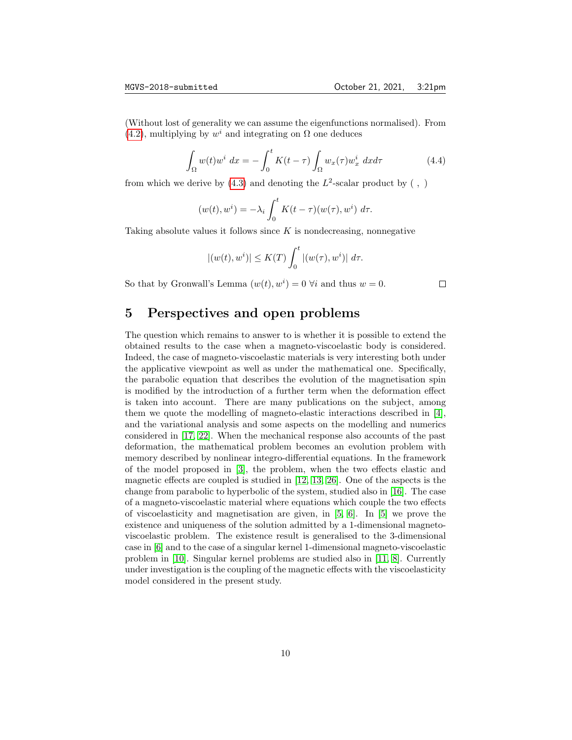(Without lost of generality we can assume the eigenfunctions normalised). From (4.2), multiplying by $w^i$ and integrating on $\Omega$ one deduces

$$\int_\Omega w(t)w^i \, dx = -\int_0^t K(t-\tau) \int_\Omega w_x(\tau) w_x^i \, dx d\tau \tag{4.4}$$

from which we derive by (4.3) and denoting the $L^2$-scalar product by $( \, , \, )$

$$(w(t), w^i) = -\lambda_i \int_0^t K(t-\tau)(w(\tau), w^i) \, d\tau.$$

Taking absolute values it follows since $K$ is nondecreasing, nonnegative

$$|(w(t), w^i)| \leq K(T) \int_0^t |(w(\tau), w^i)| \, d\tau.$$

So that by Gronwall's Lemma $(w(t), w^i) = 0 \ \forall i$ and thus $w = 0$. □

# 5 Perspectives and open problems

The question which remains to answer to is whether it is possible to extend the obtained results to the case when a magneto-viscoelastic body is considered. Indeed, the case of magneto-viscoelastic materials is very interesting both under the applicative viewpoint as well as under the mathematical one. Specifically, the parabolic equation that describes the evolution of the magnetisation spin is modified by the introduction of a further term when the deformation effect is taken into account. There are many publications on the subject, among them we quote the modelling of magneto-elastic interactions described in [4], and the variational analysis and some aspects on the modelling and numerics considered in [17, 22]. When the mechanical response also accounts of the past deformation, the mathematical problem becomes an evolution problem with memory described by nonlinear integro-differential equations. In the framework of the model proposed in [3], the problem, when the two effects elastic and magnetic effects are coupled is studied in [12, 13, 26]. One of the aspects is the change from parabolic to hyperbolic of the system, studied also in [16]. The case of a magneto-viscoelastic material where equations which couple the two effects of viscoelasticity and magnetisation are given, in [5, 6]. In [5] we prove the existence and uniqueness of the solution admitted by a 1-dimensional magneto-viscoelastic problem. The existence result is generalised to the 3-dimensional case in [6] and to the case of a singular kernel 1-dimensional magneto-viscoelastic problem in [10]. Singular kernel problems are studied also in [11, 8]. Currently under investigation is the coupling of the magnetic effects with the viscoelasticity model considered in the present study.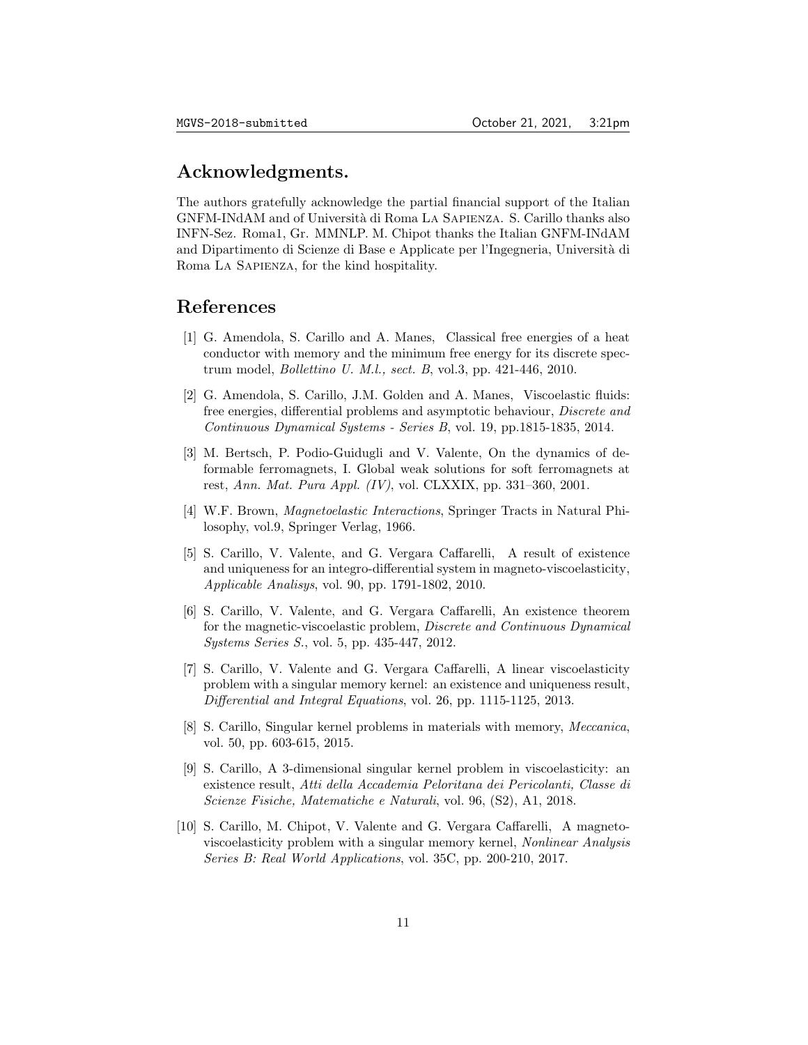## Acknowledgments.

The authors gratefully acknowledge the partial financial support of the Italian GNFM-INdAM and of Università di Roma La Sapienza. S. Carillo thanks also INFN-Sez. Roma1, Gr. MMNLP. M. Chipot thanks the Italian GNFM-INdAM and Dipartimento di Scienze di Base e Applicate per l'Ingegneria, Università di Roma La Sapienza, for the kind hospitality.

## References

[1] G. Amendola, S. Carillo and A. Manes, Classical free energies of a heat conductor with memory and the minimum free energy for its discrete spectrum model, *Bollettino U. M.l., sect. B*, vol.3, pp. 421-446, 2010.

[2] G. Amendola, S. Carillo, J.M. Golden and A. Manes, Viscoelastic fluids: free energies, differential problems and asymptotic behaviour, *Discrete and Continuous Dynamical Systems - Series B*, vol. 19, pp.1815-1835, 2014.

[3] M. Bertsch, P. Podio-Guidugli and V. Valente, On the dynamics of deformable ferromagnets, I. Global weak solutions for soft ferromagnets at rest, *Ann. Mat. Pura Appl. (IV)*, vol. CLXXIX, pp. 331–360, 2001.

[4] W.F. Brown, *Magnetoelastic Interactions*, Springer Tracts in Natural Philosophy, vol.9, Springer Verlag, 1966.

[5] S. Carillo, V. Valente, and G. Vergara Caffarelli, A result of existence and uniqueness for an integro-differential system in magneto-viscoelasticity, *Applicable Analisys*, vol. 90, pp. 1791-1802, 2010.

[6] S. Carillo, V. Valente, and G. Vergara Caffarelli, An existence theorem for the magnetic-viscoelastic problem, *Discrete and Continuous Dynamical Systems Series S.*, vol. 5, pp. 435-447, 2012.

[7] S. Carillo, V. Valente and G. Vergara Caffarelli, A linear viscoelasticity problem with a singular memory kernel: an existence and uniqueness result, *Differential and Integral Equations*, vol. 26, pp. 1115-1125, 2013.

[8] S. Carillo, Singular kernel problems in materials with memory, *Meccanica*, vol. 50, pp. 603-615, 2015.

[9] S. Carillo, A 3-dimensional singular kernel problem in viscoelasticity: an existence result, *Atti della Accademia Peloritana dei Pericolanti, Classe di Scienze Fisiche, Matematiche e Naturali*, vol. 96, (S2), A1, 2018.

[10] S. Carillo, M. Chipot, V. Valente and G. Vergara Caffarelli, A magneto-viscoelasticity problem with a singular memory kernel, *Nonlinear Analysis Series B: Real World Applications*, vol. 35C, pp. 200-210, 2017.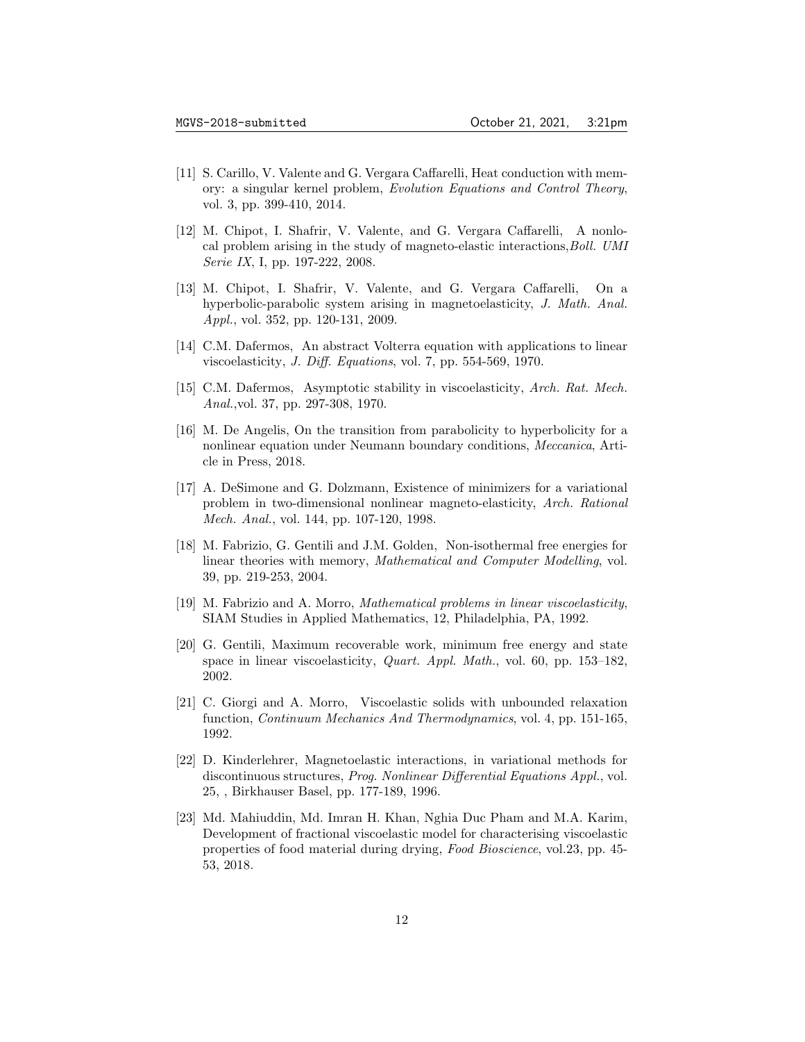[11] S. Carillo, V. Valente and G. Vergara Caffarelli, Heat conduction with memory: a singular kernel problem, *Evolution Equations and Control Theory*, vol. 3, pp. 399-410, 2014.

[12] M. Chipot, I. Shafrir, V. Valente, and G. Vergara Caffarelli, A nonlocal problem arising in the study of magneto-elastic interactions,*Boll. UMI Serie IX*, I, pp. 197-222, 2008.

[13] M. Chipot, I. Shafrir, V. Valente, and G. Vergara Caffarelli, On a hyperbolic-parabolic system arising in magnetoelasticity, *J. Math. Anal. Appl.*, vol. 352, pp. 120-131, 2009.

[14] C.M. Dafermos, An abstract Volterra equation with applications to linear viscoelasticity, *J. Diff. Equations*, vol. 7, pp. 554-569, 1970.

[15] C.M. Dafermos, Asymptotic stability in viscoelasticity, *Arch. Rat. Mech. Anal.*,vol. 37, pp. 297-308, 1970.

[16] M. De Angelis, On the transition from parabolicity to hyperbolicity for a nonlinear equation under Neumann boundary conditions, *Meccanica*, Article in Press, 2018.

[17] A. DeSimone and G. Dolzmann, Existence of minimizers for a variational problem in two-dimensional nonlinear magneto-elasticity, *Arch. Rational Mech. Anal.*, vol. 144, pp. 107-120, 1998.

[18] M. Fabrizio, G. Gentili and J.M. Golden, Non-isothermal free energies for linear theories with memory, *Mathematical and Computer Modelling*, vol. 39, pp. 219-253, 2004.

[19] M. Fabrizio and A. Morro, *Mathematical problems in linear viscoelasticity*, SIAM Studies in Applied Mathematics, 12, Philadelphia, PA, 1992.

[20] G. Gentili, Maximum recoverable work, minimum free energy and state space in linear viscoelasticity, *Quart. Appl. Math.*, vol. 60, pp. 153–182, 2002.

[21] C. Giorgi and A. Morro, Viscoelastic solids with unbounded relaxation function, *Continuum Mechanics And Thermodynamics*, vol. 4, pp. 151-165, 1992.

[22] D. Kinderlehrer, Magnetoelastic interactions, in variational methods for discontinuous structures, *Prog. Nonlinear Differential Equations Appl.*, vol. 25, , Birkhauser Basel, pp. 177-189, 1996.

[23] Md. Mahiuddin, Md. Imran H. Khan, Nghia Duc Pham and M.A. Karim, Development of fractional viscoelastic model for characterising viscoelastic properties of food material during drying, *Food Bioscience*, vol.23, pp. 45-53, 2018.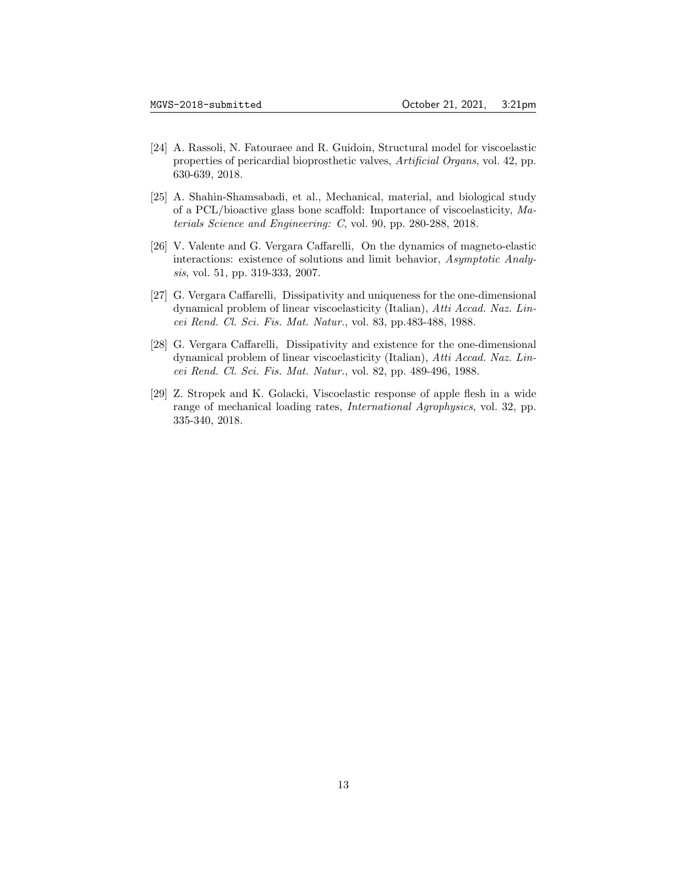[24] A. Rassoli, N. Fatouraee and R. Guidoin, Structural model for viscoelastic properties of pericardial bioprosthetic valves, *Artificial Organs*, vol. 42, pp. 630-639, 2018.

[25] A. Shahin-Shamsabadi, et al., Mechanical, material, and biological study of a PCL/bioactive glass bone scaffold: Importance of viscoelasticity, *Materials Science and Engineering: C*, vol. 90, pp. 280-288, 2018.

[26] V. Valente and G. Vergara Caffarelli, On the dynamics of magneto-elastic interactions: existence of solutions and limit behavior, *Asymptotic Analysis*, vol. 51, pp. 319-333, 2007.

[27] G. Vergara Caffarelli, Dissipativity and uniqueness for the one-dimensional dynamical problem of linear viscoelasticity (Italian), *Atti Accad. Naz. Lincei Rend. Cl. Sci. Fis. Mat. Natur.*, vol. 83, pp.483-488, 1988.

[28] G. Vergara Caffarelli, Dissipativity and existence for the one-dimensional dynamical problem of linear viscoelasticity (Italian), *Atti Accad. Naz. Lincei Rend. Cl. Sci. Fis. Mat. Natur.*, vol. 82, pp. 489-496, 1988.

[29] Z. Stropek and K. Golacki, Viscoelastic response of apple flesh in a wide range of mechanical loading rates, *International Agrophysics*, vol. 32, pp. 335-340, 2018.